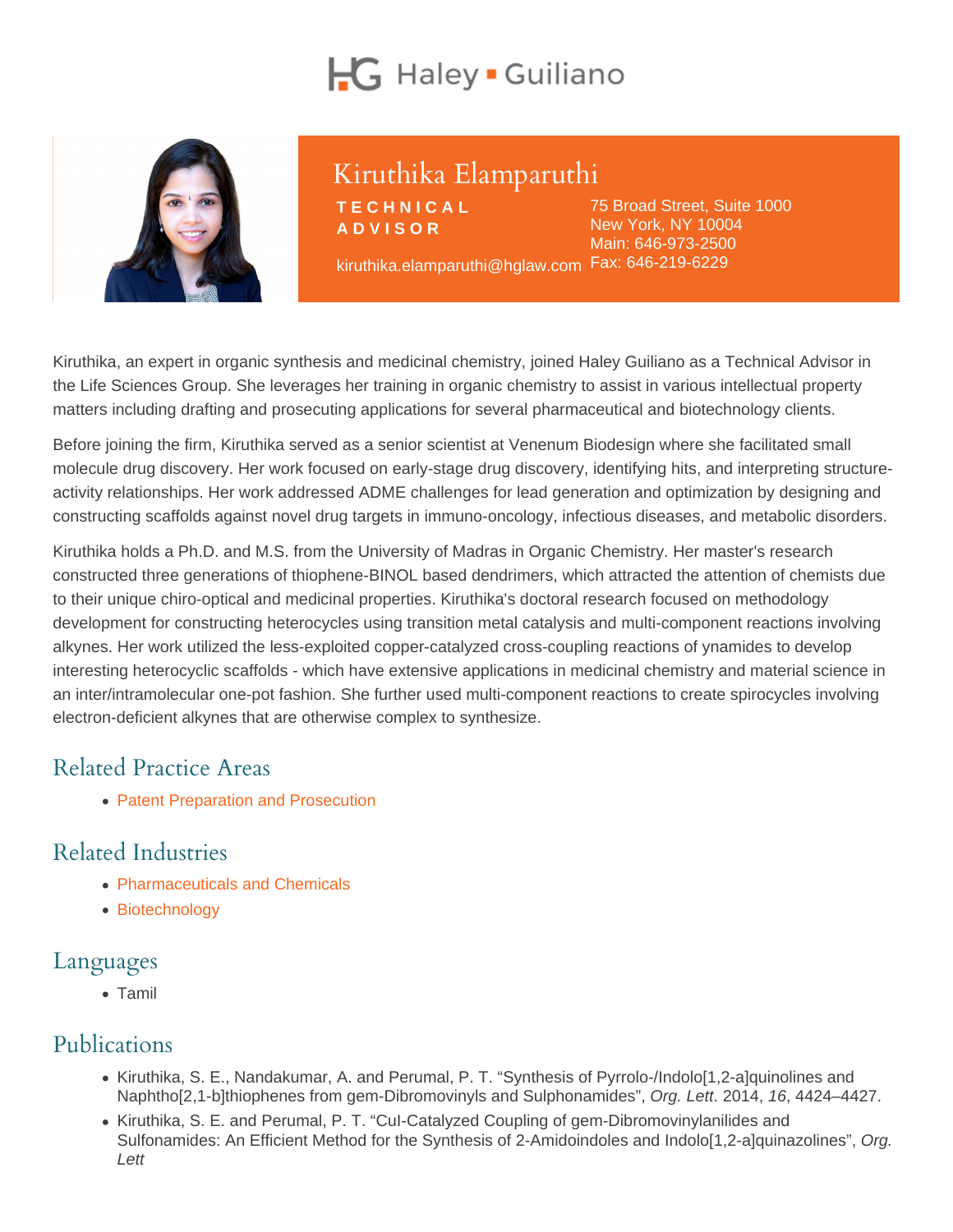# Kiruthika Elamparuthi

**TECHNICAL ADVISOR**

kiruthika.elamparuthi@hglaw.com

75 Broad Street, Suite 1000
New York, NY 10004
Main: 646-973-2500
Fax: 646-219-6229

Kiruthika, an expert in organic synthesis and medicinal chemistry, joined Haley Guiliano as a Technical Advisor in the Life Sciences Group. She leverages her training in organic chemistry to assist in various intellectual property matters including drafting and prosecuting applications for several pharmaceutical and biotechnology clients.

Before joining the firm, Kiruthika served as a senior scientist at Venenum Biodesign where she facilitated small molecule drug discovery. Her work focused on early-stage drug discovery, identifying hits, and interpreting structure-activity relationships. Her work addressed ADME challenges for lead generation and optimization by designing and constructing scaffolds against novel drug targets in immuno-oncology, infectious diseases, and metabolic disorders.

Kiruthika holds a Ph.D. and M.S. from the University of Madras in Organic Chemistry. Her master's research constructed three generations of thiophene-BINOL based dendrimers, which attracted the attention of chemists due to their unique chiro-optical and medicinal properties. Kiruthika's doctoral research focused on methodology development for constructing heterocycles using transition metal catalysis and multi-component reactions involving alkynes. Her work utilized the less-exploited copper-catalyzed cross-coupling reactions of ynamides to develop interesting heterocyclic scaffolds - which have extensive applications in medicinal chemistry and material science in an inter/intramolecular one-pot fashion. She further used multi-component reactions to create spirocycles involving electron-deficient alkynes that are otherwise complex to synthesize.

## Related Practice Areas

- Patent Preparation and Prosecution

## Related Industries

- Pharmaceuticals and Chemicals
- Biotechnology

## Languages

- Tamil

## Publications

- Kiruthika, S. E., Nandakumar, A. and Perumal, P. T. “Synthesis of Pyrrolo-/Indolo[1,2-a]quinolines and Naphtho[2,1-b]thiophenes from gem-Dibromovinyls and Sulphonamides”, *Org. Lett.* 2014, *16*, 4424–4427.
- Kiruthika, S. E. and Perumal, P. T. “CuI-Catalyzed Coupling of gem-Dibromovinylanilides and Sulfonamides: An Efficient Method for the Synthesis of 2-Amidoindoles and Indolo[1,2-a]quinazolines”, *Org. Lett*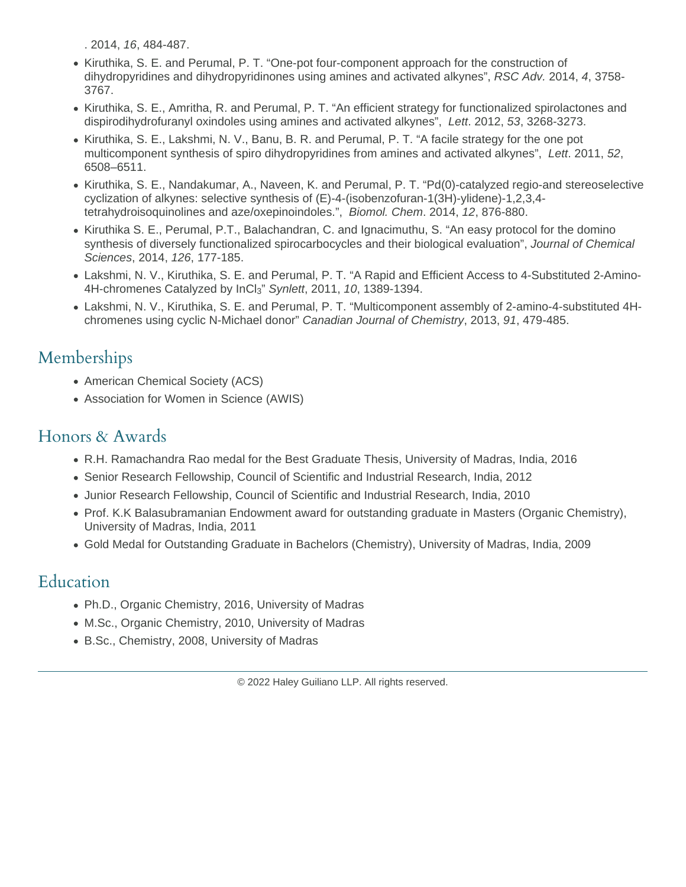. 2014, *16*, 484-487.

- Kiruthika, S. E. and Perumal, P. T. “One-pot four-component approach for the construction of dihydropyridines and dihydropyridinones using amines and activated alkynes”, *RSC Adv.* 2014, *4*, 3758-3767.
- Kiruthika, S. E., Amritha, R. and Perumal, P. T. “An efficient strategy for functionalized spirolactones and dispirodihydrofuranyl oxindoles using amines and activated alkynes”, *Lett*. 2012, *53*, 3268-3273.
- Kiruthika, S. E., Lakshmi, N. V., Banu, B. R. and Perumal, P. T. “A facile strategy for the one pot multicomponent synthesis of spiro dihydropyridines from amines and activated alkynes”, *Lett*. 2011, *52*, 6508–6511.
- Kiruthika, S. E., Nandakumar, A., Naveen, K. and Perumal, P. T. “Pd(0)-catalyzed regio-and stereoselective cyclization of alkynes: selective synthesis of (E)-4-(isobenzofuran-1(3H)-ylidene)-1,2,3,4-tetrahydroisoquinolines and aze/oxepinoindoles.”, *Biomol. Chem*. 2014, *12*, 876-880.
- Kiruthika S. E., Perumal, P.T., Balachandran, C. and Ignacimuthu, S. “An easy protocol for the domino synthesis of diversely functionalized spirocarbocycles and their biological evaluation”, *Journal of Chemical Sciences*, 2014, *126*, 177-185.
- Lakshmi, N. V., Kiruthika, S. E. and Perumal, P. T. “A Rapid and Efficient Access to 4-Substituted 2-Amino-4H-chromenes Catalyzed by $InCl_3$” *Synlett*, 2011, *10*, 1389-1394.
- Lakshmi, N. V., Kiruthika, S. E. and Perumal, P. T. “Multicomponent assembly of 2-amino-4-substituted 4H-chromenes using cyclic N-Michael donor” *Canadian Journal of Chemistry*, 2013, *91*, 479-485.

## Memberships

- American Chemical Society (ACS)
- Association for Women in Science (AWIS)

## Honors & Awards

- R.H. Ramachandra Rao medal for the Best Graduate Thesis, University of Madras, India, 2016
- Senior Research Fellowship, Council of Scientific and Industrial Research, India, 2012
- Junior Research Fellowship, Council of Scientific and Industrial Research, India, 2010
- Prof. K.K Balasubramanian Endowment award for outstanding graduate in Masters (Organic Chemistry), University of Madras, India, 2011
- Gold Medal for Outstanding Graduate in Bachelors (Chemistry), University of Madras, India, 2009

## Education

- Ph.D., Organic Chemistry, 2016, University of Madras
- M.Sc., Organic Chemistry, 2010, University of Madras
- B.Sc., Chemistry, 2008, University of Madras